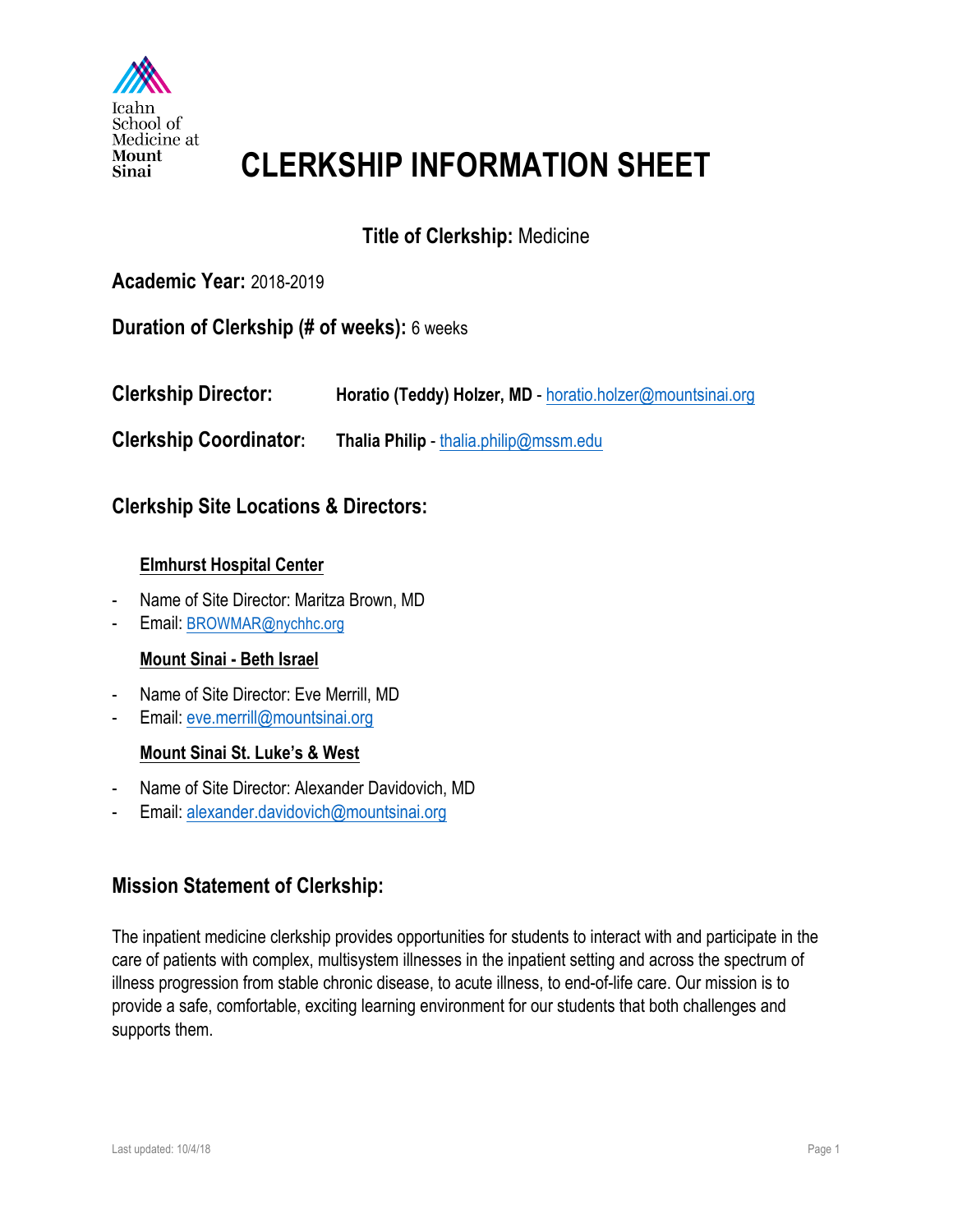Icahn School of Medicine at Mount Sinai

# CLERKSHIP INFORMATION SHEET

**Title of Clerkship:** Medicine

**Academic Year:** 2018-2019

**Duration of Clerkship (# of weeks):** 6 weeks

**Clerkship Director:** **Horatio (Teddy) Holzer, MD** - horatio.holzer@mountsinai.org

**Clerkship Coordinator:** **Thalia Philip** - thalia.philip@mssm.edu

## Clerkship Site Locations & Directors:

**Elmhurst Hospital Center**

- Name of Site Director: Maritza Brown, MD
- Email: BROWMAR@nychhc.org

**Mount Sinai - Beth Israel**

- Name of Site Director: Eve Merrill, MD
- Email: eve.merrill@mountsinai.org

**Mount Sinai St. Luke's & West**

- Name of Site Director: Alexander Davidovich, MD
- Email: alexander.davidovich@mountsinai.org

## Mission Statement of Clerkship:

The inpatient medicine clerkship provides opportunities for students to interact with and participate in the care of patients with complex, multisystem illnesses in the inpatient setting and across the spectrum of illness progression from stable chronic disease, to acute illness, to end-of-life care. Our mission is to provide a safe, comfortable, exciting learning environment for our students that both challenges and supports them.

Last updated: 10/4/18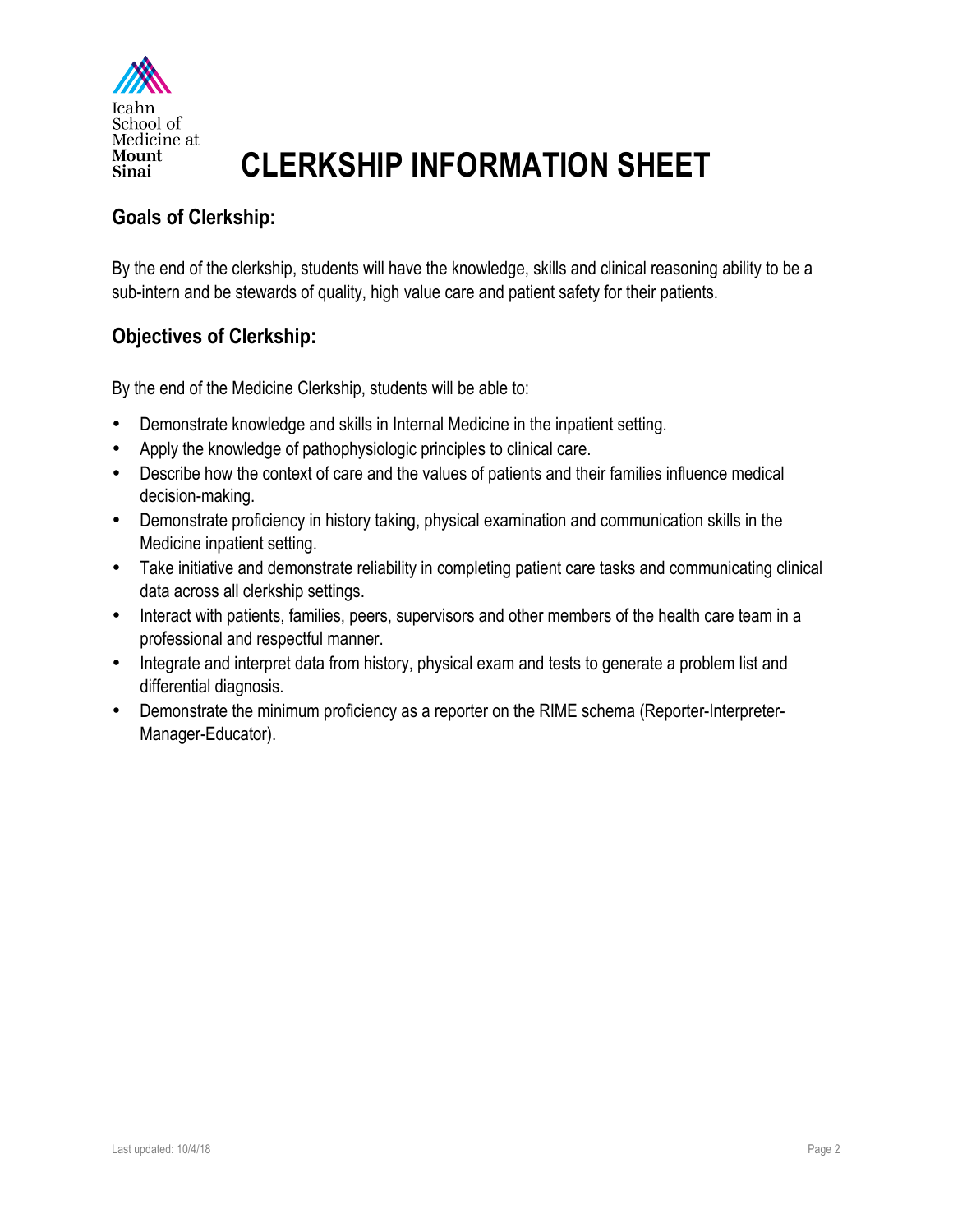Icahn School of Medicine at Mount Sinai

# CLERKSHIP INFORMATION SHEET

## Goals of Clerkship:

By the end of the clerkship, students will have the knowledge, skills and clinical reasoning ability to be a sub-intern and be stewards of quality, high value care and patient safety for their patients.

## Objectives of Clerkship:

By the end of the Medicine Clerkship, students will be able to:

- Demonstrate knowledge and skills in Internal Medicine in the inpatient setting.
- Apply the knowledge of pathophysiologic principles to clinical care.
- Describe how the context of care and the values of patients and their families influence medical decision-making.
- Demonstrate proficiency in history taking, physical examination and communication skills in the Medicine inpatient setting.
- Take initiative and demonstrate reliability in completing patient care tasks and communicating clinical data across all clerkship settings.
- Interact with patients, families, peers, supervisors and other members of the health care team in a professional and respectful manner.
- Integrate and interpret data from history, physical exam and tests to generate a problem list and differential diagnosis.
- Demonstrate the minimum proficiency as a reporter on the RIME schema (Reporter-Interpreter-Manager-Educator).

Last updated: 10/4/18